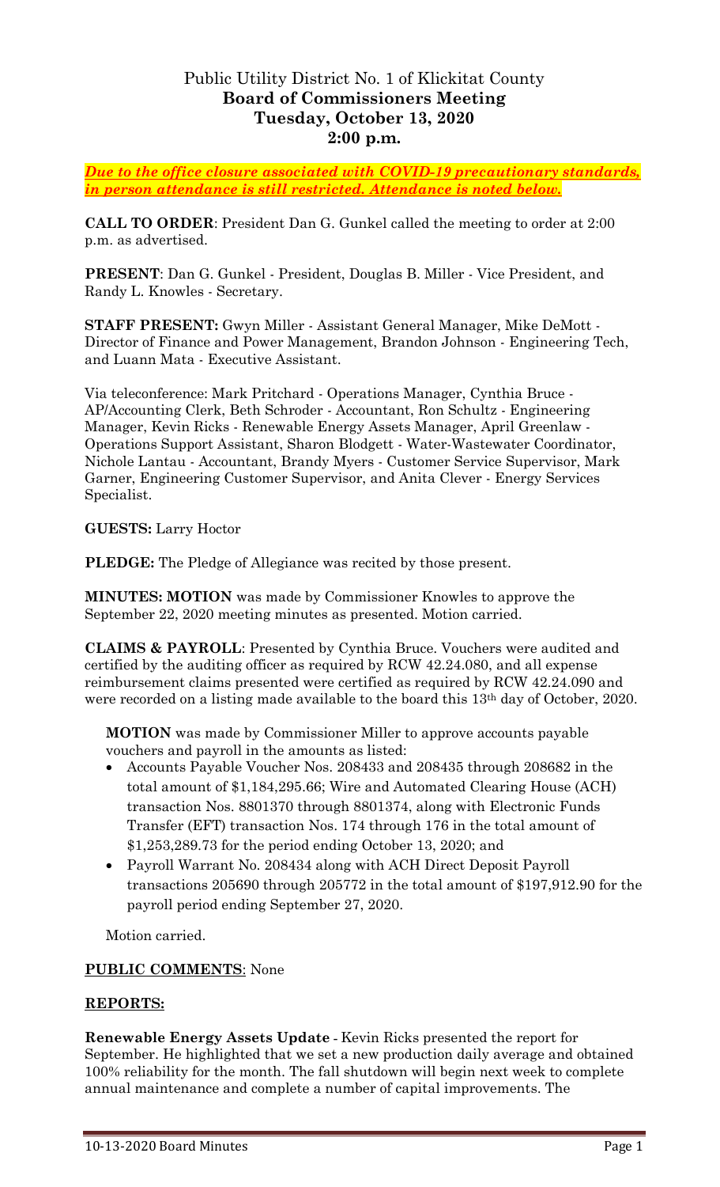# Public Utility District No. 1 of Klickitat County
## Board of Commissioners Meeting
## Tuesday, October 13, 2020
## 2:00 p.m.

***Due to the office closure associated with COVID-19 precautionary standards, in person attendance is still restricted. Attendance is noted below.***

**CALL TO ORDER**: President Dan G. Gunkel called the meeting to order at 2:00 p.m. as advertised.

**PRESENT**: Dan G. Gunkel - President, Douglas B. Miller - Vice President, and Randy L. Knowles - Secretary.

**STAFF PRESENT:** Gwyn Miller - Assistant General Manager, Mike DeMott - Director of Finance and Power Management, Brandon Johnson - Engineering Tech, and Luann Mata - Executive Assistant.

Via teleconference: Mark Pritchard - Operations Manager, Cynthia Bruce - AP/Accounting Clerk, Beth Schroder - Accountant, Ron Schultz - Engineering Manager, Kevin Ricks - Renewable Energy Assets Manager, April Greenlaw - Operations Support Assistant, Sharon Blodgett - Water-Wastewater Coordinator, Nichole Lantau - Accountant, Brandy Myers - Customer Service Supervisor, Mark Garner, Engineering Customer Supervisor, and Anita Clever - Energy Services Specialist.

**GUESTS:** Larry Hoctor

**PLEDGE:** The Pledge of Allegiance was recited by those present.

**MINUTES: MOTION** was made by Commissioner Knowles to approve the September 22, 2020 meeting minutes as presented. Motion carried.

**CLAIMS & PAYROLL**: Presented by Cynthia Bruce. Vouchers were audited and certified by the auditing officer as required by RCW 42.24.080, and all expense reimbursement claims presented were certified as required by RCW 42.24.090 and were recorded on a listing made available to the board this 13th day of October, 2020.

**MOTION** was made by Commissioner Miller to approve accounts payable vouchers and payroll in the amounts as listed:

- Accounts Payable Voucher Nos. 208433 and 208435 through 208682 in the total amount of $1,184,295.66; Wire and Automated Clearing House (ACH) transaction Nos. 8801370 through 8801374, along with Electronic Funds Transfer (EFT) transaction Nos. 174 through 176 in the total amount of $1,253,289.73 for the period ending October 13, 2020; and
- Payroll Warrant No. 208434 along with ACH Direct Deposit Payroll transactions 205690 through 205772 in the total amount of $197,912.90 for the payroll period ending September 27, 2020.

Motion carried.

**PUBLIC COMMENTS**: None

**REPORTS:**

**Renewable Energy Assets Update** - Kevin Ricks presented the report for September. He highlighted that we set a new production daily average and obtained 100% reliability for the month. The fall shutdown will begin next week to complete annual maintenance and complete a number of capital improvements. The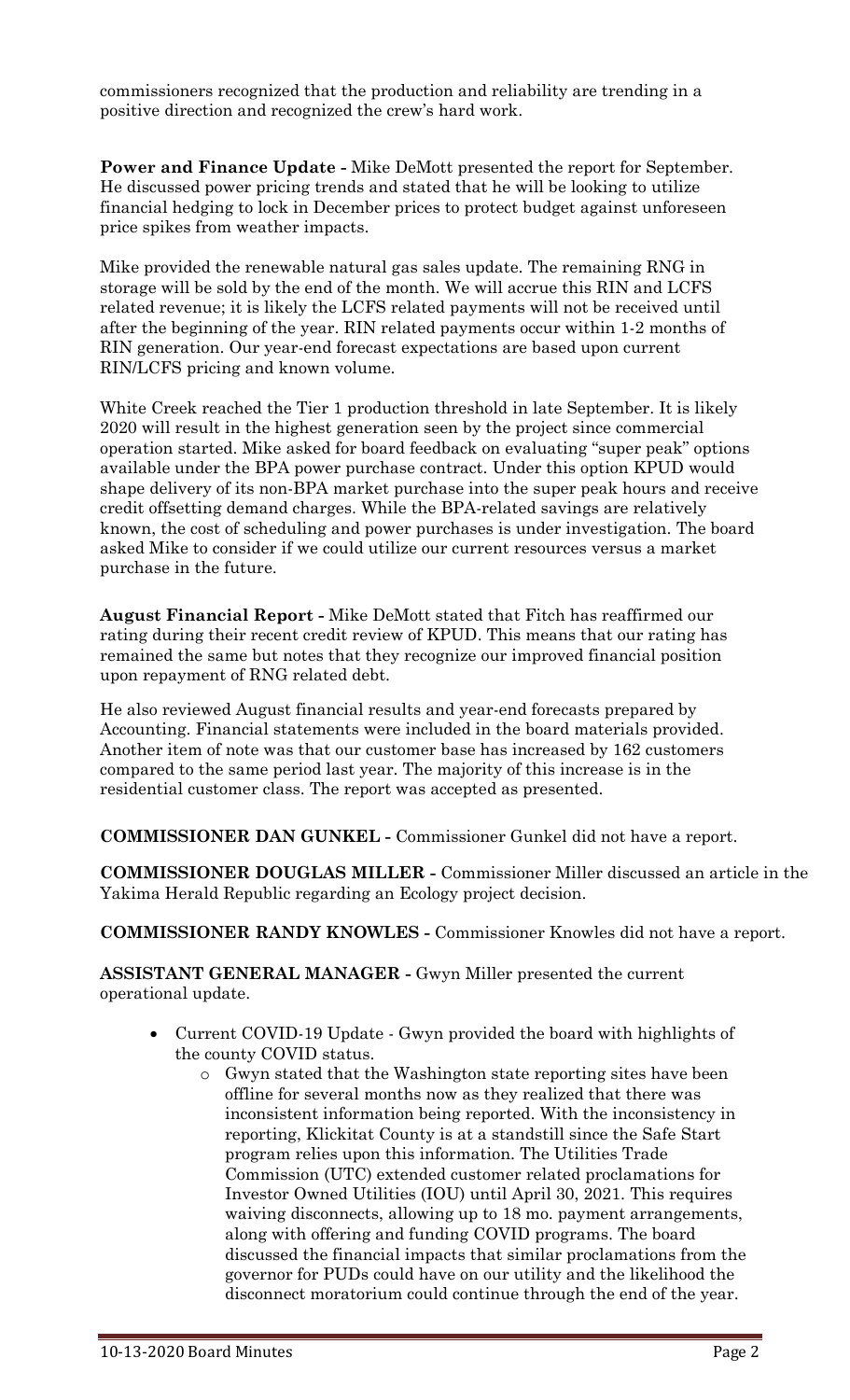commissioners recognized that the production and reliability are trending in a positive direction and recognized the crew's hard work.

**Power and Finance Update -** Mike DeMott presented the report for September. He discussed power pricing trends and stated that he will be looking to utilize financial hedging to lock in December prices to protect budget against unforeseen price spikes from weather impacts.

Mike provided the renewable natural gas sales update. The remaining RNG in storage will be sold by the end of the month. We will accrue this RIN and LCFS related revenue; it is likely the LCFS related payments will not be received until after the beginning of the year. RIN related payments occur within 1-2 months of RIN generation. Our year-end forecast expectations are based upon current RIN/LCFS pricing and known volume.

White Creek reached the Tier 1 production threshold in late September. It is likely 2020 will result in the highest generation seen by the project since commercial operation started. Mike asked for board feedback on evaluating "super peak" options available under the BPA power purchase contract. Under this option KPUD would shape delivery of its non-BPA market purchase into the super peak hours and receive credit offsetting demand charges. While the BPA-related savings are relatively known, the cost of scheduling and power purchases is under investigation. The board asked Mike to consider if we could utilize our current resources versus a market purchase in the future.

**August Financial Report -** Mike DeMott stated that Fitch has reaffirmed our rating during their recent credit review of KPUD. This means that our rating has remained the same but notes that they recognize our improved financial position upon repayment of RNG related debt.

He also reviewed August financial results and year-end forecasts prepared by Accounting. Financial statements were included in the board materials provided. Another item of note was that our customer base has increased by 162 customers compared to the same period last year. The majority of this increase is in the residential customer class. The report was accepted as presented.

**COMMISSIONER DAN GUNKEL -** Commissioner Gunkel did not have a report.

**COMMISSIONER DOUGLAS MILLER -** Commissioner Miller discussed an article in the Yakima Herald Republic regarding an Ecology project decision.

**COMMISSIONER RANDY KNOWLES -** Commissioner Knowles did not have a report.

**ASSISTANT GENERAL MANAGER -** Gwyn Miller presented the current operational update.

- Current COVID-19 Update - Gwyn provided the board with highlights of the county COVID status.
  - Gwyn stated that the Washington state reporting sites have been offline for several months now as they realized that there was inconsistent information being reported. With the inconsistency in reporting, Klickitat County is at a standstill since the Safe Start program relies upon this information. The Utilities Trade Commission (UTC) extended customer related proclamations for Investor Owned Utilities (IOU) until April 30, 2021. This requires waiving disconnects, allowing up to 18 mo. payment arrangements, along with offering and funding COVID programs. The board discussed the financial impacts that similar proclamations from the governor for PUDs could have on our utility and the likelihood the disconnect moratorium could continue through the end of the year.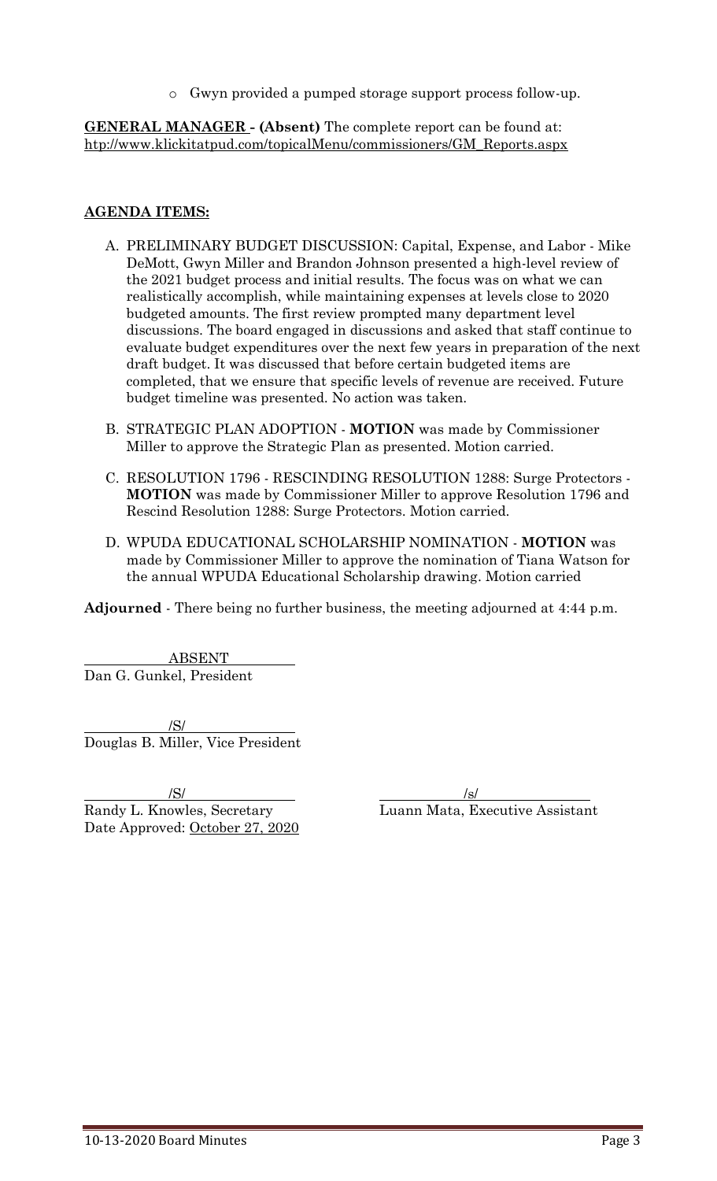- Gwyn provided a pumped storage support process follow-up.

**GENERAL MANAGER - (Absent)** The complete report can be found at: http://www.klickitatpud.com/topicalMenu/commissioners/GM_Reports.aspx

**AGENDA ITEMS:**

A. PRELIMINARY BUDGET DISCUSSION: Capital, Expense, and Labor - Mike DeMott, Gwyn Miller and Brandon Johnson presented a high-level review of the 2021 budget process and initial results. The focus was on what we can realistically accomplish, while maintaining expenses at levels close to 2020 budgeted amounts. The first review prompted many department level discussions. The board engaged in discussions and asked that staff continue to evaluate budget expenditures over the next few years in preparation of the next draft budget. It was discussed that before certain budgeted items are completed, that we ensure that specific levels of revenue are received. Future budget timeline was presented. No action was taken.

B. STRATEGIC PLAN ADOPTION - **MOTION** was made by Commissioner Miller to approve the Strategic Plan as presented. Motion carried.

C. RESOLUTION 1796 - RESCINDING RESOLUTION 1288: Surge Protectors - **MOTION** was made by Commissioner Miller to approve Resolution 1796 and Rescind Resolution 1288: Surge Protectors. Motion carried.

D. WPUDA EDUCATIONAL SCHOLARSHIP NOMINATION - **MOTION** was made by Commissioner Miller to approve the nomination of Tiana Watson for the annual WPUDA Educational Scholarship drawing. Motion carried

**Adjourned** - There being no further business, the meeting adjourned at 4:44 p.m.

ABSENT
Dan G. Gunkel, President

/S/
Douglas B. Miller, Vice President

/S/
Randy L. Knowles, Secretary
Date Approved: October 27, 2020

/s/
Luann Mata, Executive Assistant